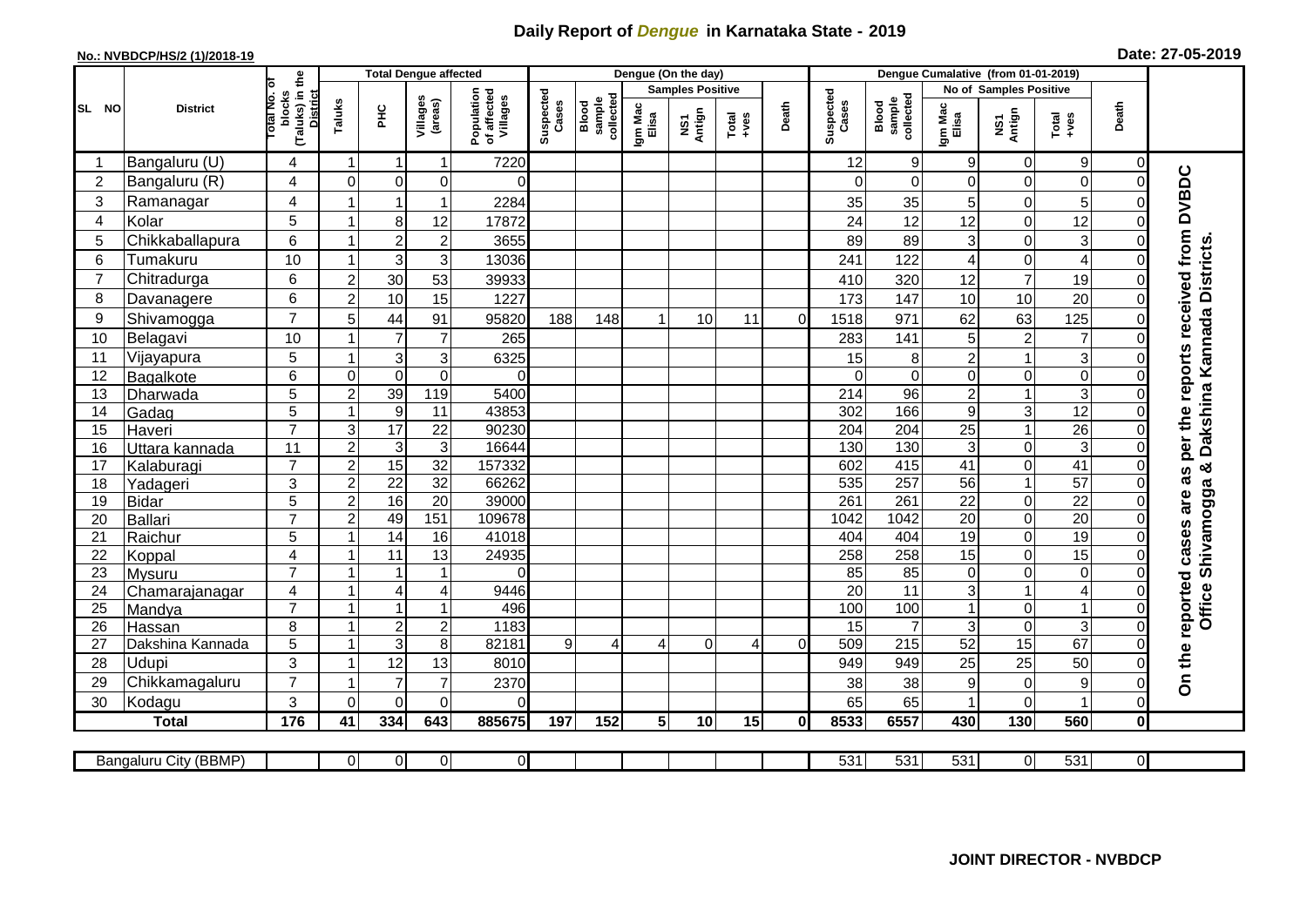# Daily Report of *Dengue* in Karnataka State - 2019

**No.: NVBDCP/HS/2 (1)/2018-19**

**Date: 27-05-2019**

| SL NO | District | Total No. of blocks (Taluks) in the District | Total Dengue affected | | | | Dengue (On the day) | | | | | | | Dengue Cumalative (from 01-01-2019) | | | | | | | |
|---|---|---|---|---|---|---|---|---|---|---|---|---|---|---|---|---|---|---|---|---|
| | | | Taluks | PHC | Villages (areas) | Population of affected Villages | Suspected Cases | Blood sample collected | Samples Positive | | | Death | Suspected Cases | Blood sample collected | No of Samples Positive | | | Death | |
| | | | | | | | | | Igm Mac Elisa | NS1 Antign | Total +ves | | | | Igm Mac Elisa | NS1 Antign | Total +ves | | |
| 1 | Bangaluru (U) | 4 | 1 | 1 | 1 | 7220 | | | | | | | 12 | 9 | 9 | 0 | 9 | 0 | On the reported cases are as per the reports received from DVBDC Office Shivamogga & Dakshina Kannada Districts. |
| 2 | Bangaluru (R) | 4 | 0 | 0 | 0 | 0 | | | | | | | 0 | 0 | 0 | 0 | 0 | 0 | |
| 3 | Ramanagar | 4 | 1 | 1 | 1 | 2284 | | | | | | | 35 | 35 | 5 | 0 | 5 | 0 | |
| 4 | Kolar | 5 | 1 | 8 | 12 | 17872 | | | | | | | 24 | 12 | 12 | 0 | 12 | 0 | |
| 5 | Chikkaballapura | 6 | 1 | 2 | 2 | 3655 | | | | | | | 89 | 89 | 3 | 0 | 3 | 0 | |
| 6 | Tumakuru | 10 | 1 | 3 | 3 | 13036 | | | | | | | 241 | 122 | 4 | 0 | 4 | 0 | |
| 7 | Chitradurga | 6 | 2 | 30 | 53 | 39933 | | | | | | | 410 | 320 | 12 | 7 | 19 | 0 | |
| 8 | Davanagere | 6 | 2 | 10 | 15 | 1227 | | | | | | | 173 | 147 | 10 | 10 | 20 | 0 | |
| 9 | Shivamogga | 7 | 5 | 44 | 91 | 95820 | 188 | 148 | 1 | 10 | 11 | 0 | 1518 | 971 | 62 | 63 | 125 | 0 | |
| 10 | Belagavi | 10 | 1 | 7 | 7 | 265 | | | | | | | 283 | 141 | 5 | 2 | 7 | 0 | |
| 11 | Vijayapura | 5 | 1 | 3 | 3 | 6325 | | | | | | | 15 | 8 | 2 | 1 | 3 | 0 | |
| 12 | Bagalkote | 6 | 0 | 0 | 0 | 0 | | | | | | | 0 | 0 | 0 | 0 | 0 | 0 | |
| 13 | Dharwada | 5 | 2 | 39 | 119 | 5400 | | | | | | | 214 | 96 | 2 | 1 | 3 | 0 | |
| 14 | Gadag | 5 | 1 | 9 | 11 | 43853 | | | | | | | 302 | 166 | 9 | 3 | 12 | 0 | |
| 15 | Haveri | 7 | 3 | 17 | 22 | 90230 | | | | | | | 204 | 204 | 25 | 1 | 26 | 0 | |
| 16 | Uttara kannada | 11 | 2 | 3 | 3 | 16644 | | | | | | | 130 | 130 | 3 | 0 | 3 | 0 | |
| 17 | Kalaburagi | 7 | 2 | 15 | 32 | 157332 | | | | | | | 602 | 415 | 41 | 0 | 41 | 0 | |
| 18 | Yadageri | 3 | 2 | 22 | 32 | 66262 | | | | | | | 535 | 257 | 56 | 1 | 57 | 0 | |
| 19 | Bidar | 5 | 2 | 16 | 20 | 39000 | | | | | | | 261 | 261 | 22 | 0 | 22 | 0 | |
| 20 | Ballari | 7 | 2 | 49 | 151 | 109678 | | | | | | | 1042 | 1042 | 20 | 0 | 20 | 0 | |
| 21 | Raichur | 5 | 1 | 14 | 16 | 41018 | | | | | | | 404 | 404 | 19 | 0 | 19 | 0 | |
| 22 | Koppal | 4 | 1 | 11 | 13 | 24935 | | | | | | | 258 | 258 | 15 | 0 | 15 | 0 | |
| 23 | Mysuru | 7 | 1 | 1 | 1 | 0 | | | | | | | 85 | 85 | 0 | 0 | 0 | 0 | |
| 24 | Chamarajanagar | 4 | 1 | 4 | 4 | 9446 | | | | | | | 20 | 11 | 3 | 1 | 4 | 0 | |
| 25 | Mandya | 7 | 1 | 1 | 1 | 496 | | | | | | | 100 | 100 | 1 | 0 | 1 | 0 | |
| 26 | Hassan | 8 | 1 | 2 | 2 | 1183 | | | | | | | 15 | 7 | 3 | 0 | 3 | 0 | |
| 27 | Dakshina Kannada | 5 | 1 | 3 | 8 | 82181 | 9 | 4 | 4 | 0 | 4 | 0 | 509 | 215 | 52 | 15 | 67 | 0 | |
| 28 | Udupi | 3 | 1 | 12 | 13 | 8010 | | | | | | | 949 | 949 | 25 | 25 | 50 | 0 | |
| 29 | Chikkamagaluru | 7 | 1 | 7 | 7 | 2370 | | | | | | | 38 | 38 | 9 | 0 | 9 | 0 | |
| 30 | Kodagu | 3 | 0 | 0 | 0 | 0 | | | | | | | 65 | 65 | 1 | 0 | 1 | 0 | |
| **Total** | | **176** | **41** | **334** | **643** | **885675** | **197** | **152** | **5** | **10** | **15** | **0** | **8533** | **6557** | **430** | **130** | **560** | **0** | |

| Bangaluru City (BBMP) | | 0 | 0 | 0 | 0 | | | | | | | 531 | 531 | 531 | 0 | 531 | 0 |
|---|---|---|---|---|---|---|---|---|---|---|---|---|---|---|---|---|---|

**JOINT DIRECTOR - NVBDCP**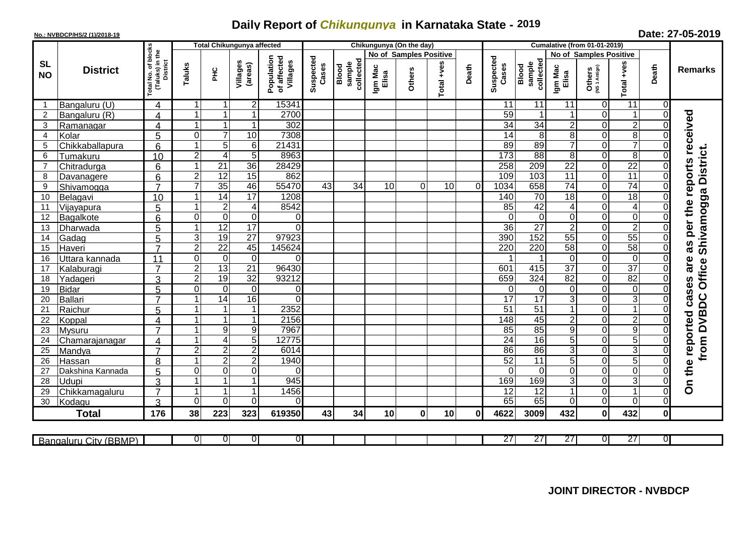# Daily Report of *Chikungunya* in Karnataka State - 2019

**No.: NVBDCP/HS/2 (1)/2018-19**

**Date: 27-05-2019**

| SL NO | District | Total No. of blocks (Taluks) in the District | Total Chikungunya affected | | | | Chikungunya (On the day) | | | | | | | Cumalative (from 01-01-2019) | | | | | | | Remarks |
|---|---|---|---|---|---|---|---|---|---|---|---|---|---|---|---|---|---|---|---|---|---|
| | | | | | | | | | No of Samples Positive | | | | | | | No of Samples Positive | | | | | |
| | | | Taluks | PHC | Villages (areas) | Population of affected Villages | Suspected Cases | Blood sample collected | Igm Mac Elisa | Others | Total +ves | Death | Suspected Cases | Blood sample collected | Igm Mac Elisa | Others (NS 1 Antign) | Total +ves | Death | |
| 1 | Bangaluru (U) | 4 | 1 | 1 | 2 | 15341 | | | | | | | 11 | 11 | 11 | 0 | 11 | 0 | On the reported cases are as per the reports received from DVBDC Office Shivamogga District. |
| 2 | Bangaluru (R) | 4 | 1 | 1 | 1 | 2700 | | | | | | | 59 | 1 | 1 | 0 | 1 | 0 | |
| 3 | Ramanagar | 4 | 1 | 1 | 1 | 302 | | | | | | | 34 | 34 | 2 | 0 | 2 | 0 | |
| 4 | Kolar | 5 | 0 | 7 | 10 | 7308 | | | | | | | 14 | 8 | 8 | 0 | 8 | 0 | |
| 5 | Chikkaballapura | 6 | 1 | 5 | 6 | 21431 | | | | | | | 89 | 89 | 7 | 0 | 7 | 0 | |
| 6 | Tumakuru | 10 | 2 | 4 | 5 | 8963 | | | | | | | 173 | 88 | 8 | 0 | 8 | 0 | |
| 7 | Chitradurga | 6 | 1 | 21 | 36 | 28429 | | | | | | | 258 | 209 | 22 | 0 | 22 | 0 | |
| 8 | Davanagere | 6 | 2 | 12 | 15 | 862 | | | | | | | 109 | 103 | 11 | 0 | 11 | 0 | |
| 9 | Shivamogga | 7 | 7 | 35 | 46 | 55470 | 43 | 34 | 10 | 0 | 10 | 0 | 1034 | 658 | 74 | 0 | 74 | 0 | |
| 10 | Belagavi | 10 | 1 | 14 | 17 | 1208 | | | | | | | 140 | 70 | 18 | 0 | 18 | 0 | |
| 11 | Vijayapura | 5 | 1 | 2 | 4 | 8542 | | | | | | | 85 | 42 | 4 | 0 | 4 | 0 | |
| 12 | Bagalkote | 6 | 0 | 0 | 0 | 0 | | | | | | | 0 | 0 | 0 | 0 | 0 | 0 | |
| 13 | Dharwada | 5 | 1 | 12 | 17 | 0 | | | | | | | 36 | 27 | 2 | 0 | 2 | 0 | |
| 14 | Gadag | 5 | 3 | 19 | 27 | 97923 | | | | | | | 390 | 152 | 55 | 0 | 55 | 0 | |
| 15 | Haveri | 7 | 2 | 22 | 45 | 145624 | | | | | | | 220 | 220 | 58 | 0 | 58 | 0 | |
| 16 | Uttara kannada | 11 | 0 | 0 | 0 | 0 | | | | | | | 1 | 1 | 0 | 0 | 0 | 0 | |
| 17 | Kalaburagi | 7 | 2 | 13 | 21 | 96430 | | | | | | | 601 | 415 | 37 | 0 | 37 | 0 | |
| 18 | Yadageri | 3 | 2 | 19 | 32 | 93212 | | | | | | | 659 | 324 | 82 | 0 | 82 | 0 | |
| 19 | Bidar | 5 | 0 | 0 | 0 | 0 | | | | | | | 0 | 0 | 0 | 0 | 0 | 0 | |
| 20 | Ballari | 7 | 1 | 14 | 16 | 0 | | | | | | | 17 | 17 | 3 | 0 | 3 | 0 | |
| 21 | Raichur | 5 | 1 | 1 | 1 | 2352 | | | | | | | 51 | 51 | 1 | 0 | 1 | 0 | |
| 22 | Koppal | 4 | 1 | 1 | 1 | 2156 | | | | | | | 148 | 45 | 2 | 0 | 2 | 0 | |
| 23 | Mysuru | 7 | 1 | 9 | 9 | 7967 | | | | | | | 85 | 85 | 9 | 0 | 9 | 0 | |
| 24 | Chamarajanagar | 4 | 1 | 4 | 5 | 12775 | | | | | | | 24 | 16 | 5 | 0 | 5 | 0 | |
| 25 | Mandya | 7 | 2 | 2 | 2 | 6014 | | | | | | | 86 | 86 | 3 | 0 | 3 | 0 | |
| 26 | Hassan | 8 | 1 | 2 | 2 | 1940 | | | | | | | 52 | 11 | 5 | 0 | 5 | 0 | |
| 27 | Dakshina Kannada | 5 | 0 | 0 | 0 | 0 | | | | | | | 0 | 0 | 0 | 0 | 0 | 0 | |
| 28 | Udupi | 3 | 1 | 1 | 1 | 945 | | | | | | | 169 | 169 | 3 | 0 | 3 | 0 | |
| 29 | Chikkamagaluru | 7 | 1 | 1 | 1 | 1456 | | | | | | | 12 | 12 | 1 | 0 | 1 | 0 | |
| 30 | Kodagu | 3 | 0 | 0 | 0 | 0 | | | | | | | 65 | 65 | 0 | 0 | 0 | 0 | |
| | **Total** | **176** | **38** | **223** | **323** | **619350** | **43** | **34** | **10** | **0** | **10** | **0** | **4622** | **3009** | **432** | **0** | **432** | **0** | |

| | | | | | | | | | | | | | | | | | | | |
|---|---|---|---|---|---|---|---|---|---|---|---|---|---|---|---|---|---|---|---|
| Bangaluru City (BBMP) | | 0 | 0 | 0 | 0 | | | | | | | 27 | 27 | 27 | 0 | 27 | 0 | |

**JOINT DIRECTOR - NVBDCP**